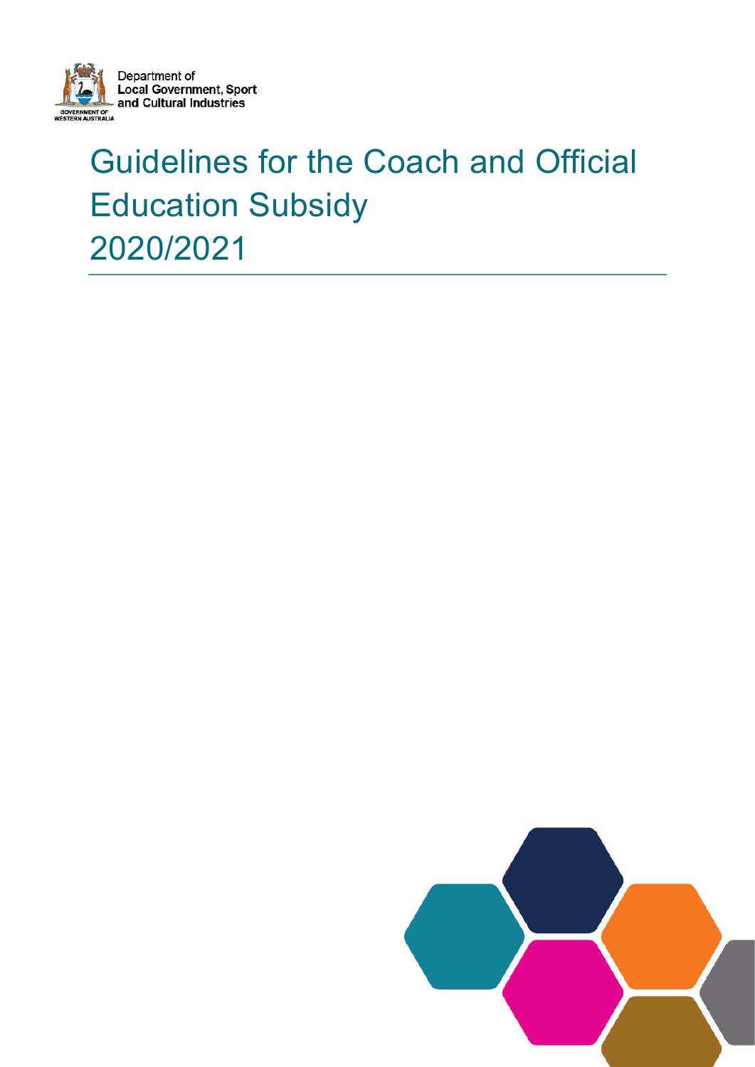Department of
Local Government, Sport
and Cultural Industries

# Guidelines for the Coach and Official Education Subsidy 2020/2021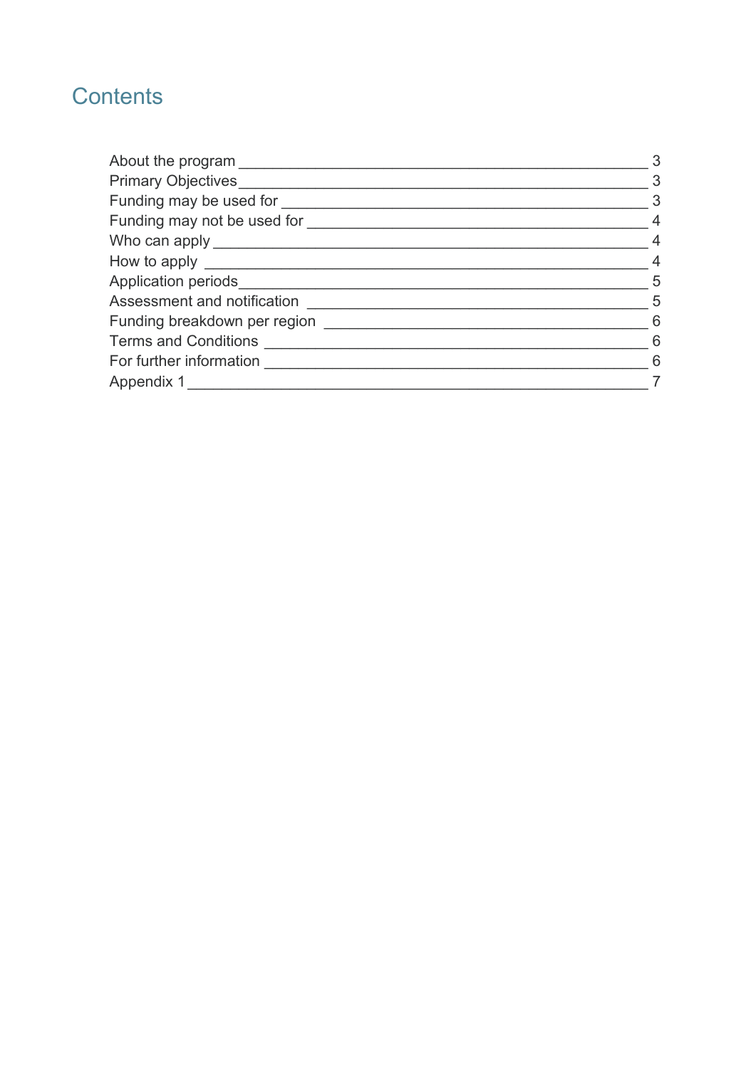# Contents

| Section | Page |
|---|---|
| About the program | 3 |
| Primary Objectives | 3 |
| Funding may be used for | 3 |
| Funding may not be used for | 4 |
| Who can apply | 4 |
| How to apply | 4 |
| Application periods | 5 |
| Assessment and notification | 5 |
| Funding breakdown per region | 6 |
| Terms and Conditions | 6 |
| For further information | 6 |
| Appendix 1 | 7 |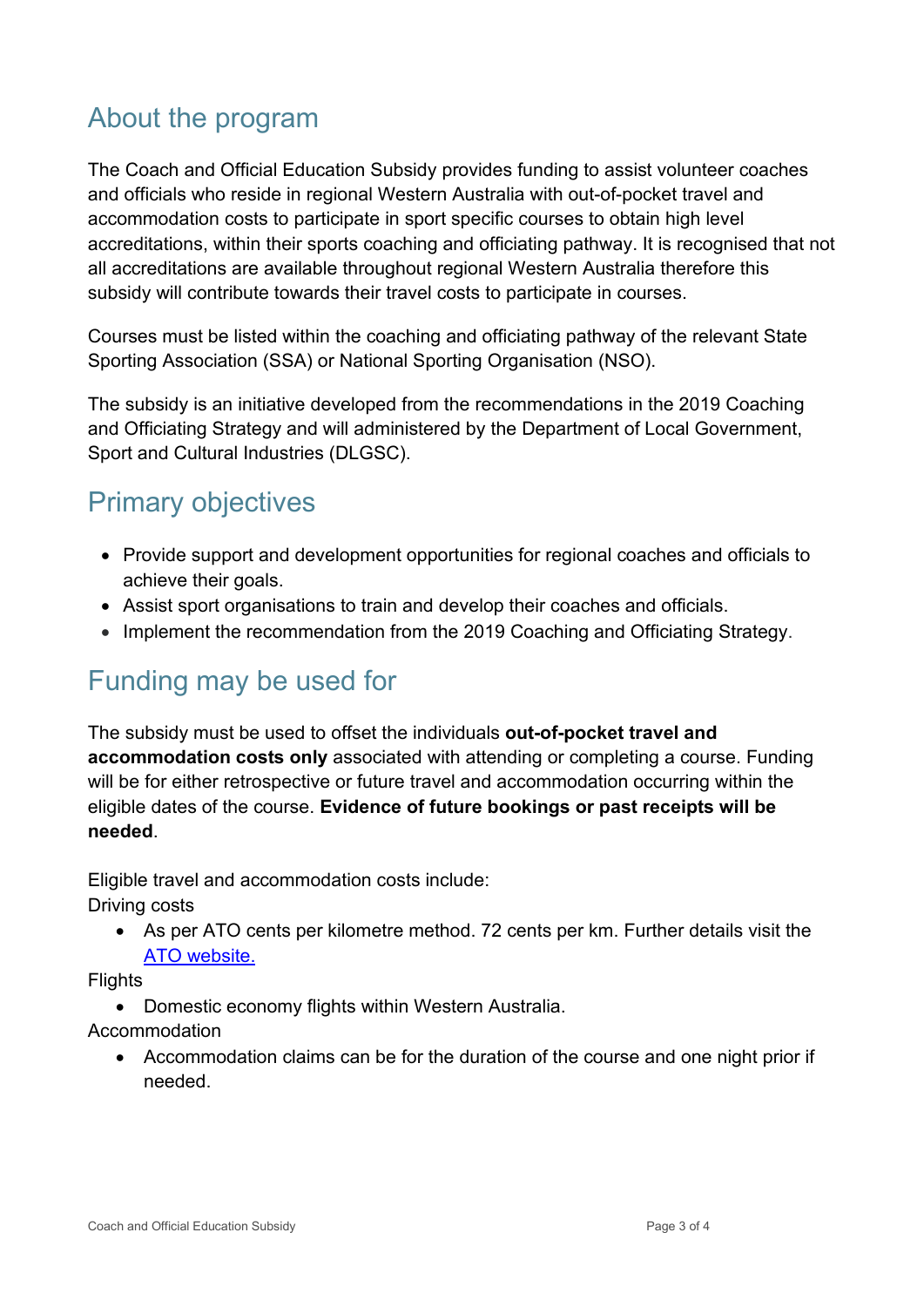## About the program

The Coach and Official Education Subsidy provides funding to assist volunteer coaches and officials who reside in regional Western Australia with out-of-pocket travel and accommodation costs to participate in sport specific courses to obtain high level accreditations, within their sports coaching and officiating pathway. It is recognised that not all accreditations are available throughout regional Western Australia therefore this subsidy will contribute towards their travel costs to participate in courses.

Courses must be listed within the coaching and officiating pathway of the relevant State Sporting Association (SSA) or National Sporting Organisation (NSO).

The subsidy is an initiative developed from the recommendations in the 2019 Coaching and Officiating Strategy and will administered by the Department of Local Government, Sport and Cultural Industries (DLGSC).

## Primary objectives

- Provide support and development opportunities for regional coaches and officials to achieve their goals.
- Assist sport organisations to train and develop their coaches and officials.
- Implement the recommendation from the 2019 Coaching and Officiating Strategy.

## Funding may be used for

The subsidy must be used to offset the individuals **out-of-pocket travel and accommodation costs only** associated with attending or completing a course. Funding will be for either retrospective or future travel and accommodation occurring within the eligible dates of the course. **Evidence of future bookings or past receipts will be needed**.

Eligible travel and accommodation costs include:

Driving costs

- As per ATO cents per kilometre method. 72 cents per km. Further details visit the [ATO website.](ATO website.)

Flights

- Domestic economy flights within Western Australia.

Accommodation

- Accommodation claims can be for the duration of the course and one night prior if needed.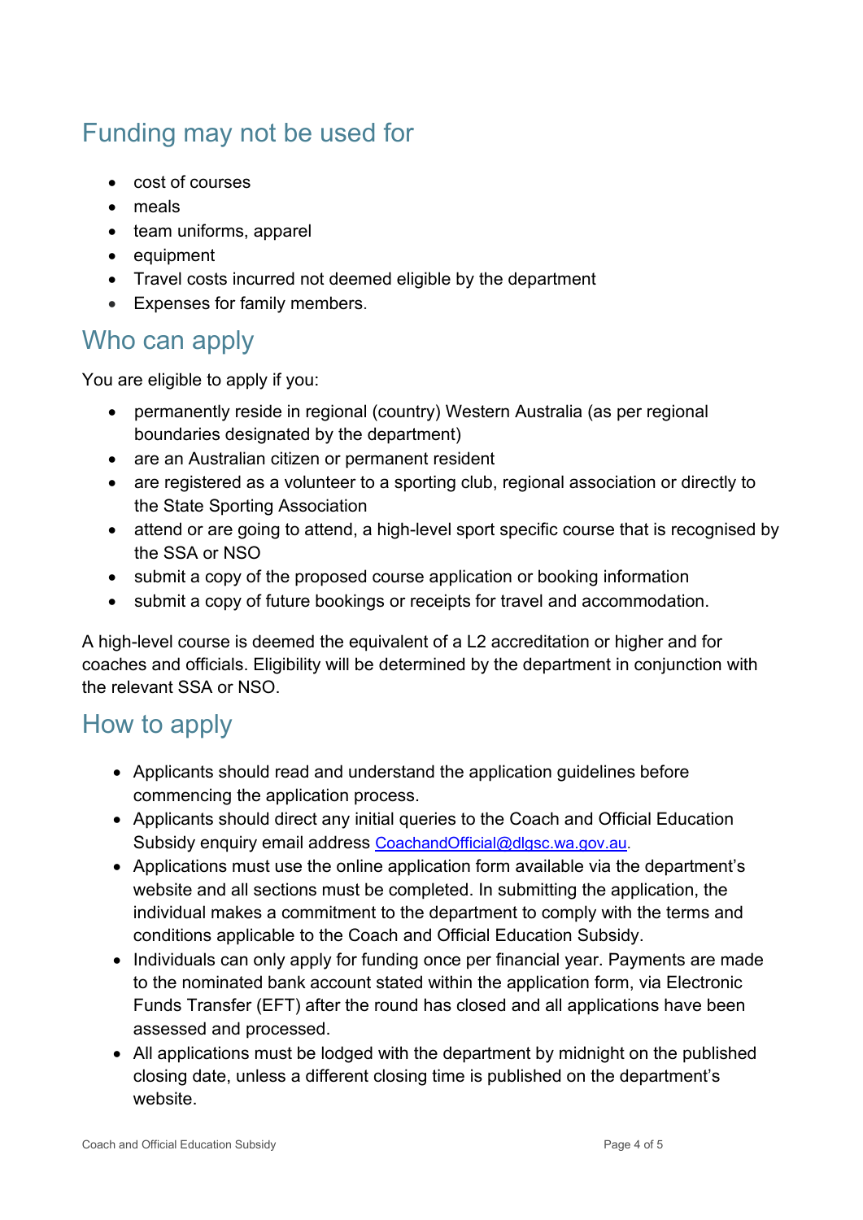## Funding may not be used for

- cost of courses
- meals
- team uniforms, apparel
- equipment
- Travel costs incurred not deemed eligible by the department
- Expenses for family members.

## Who can apply

You are eligible to apply if you:

- permanently reside in regional (country) Western Australia (as per regional boundaries designated by the department)
- are an Australian citizen or permanent resident
- are registered as a volunteer to a sporting club, regional association or directly to the State Sporting Association
- attend or are going to attend, a high-level sport specific course that is recognised by the SSA or NSO
- submit a copy of the proposed course application or booking information
- submit a copy of future bookings or receipts for travel and accommodation.

A high-level course is deemed the equivalent of a L2 accreditation or higher and for coaches and officials. Eligibility will be determined by the department in conjunction with the relevant SSA or NSO.

## How to apply

- Applicants should read and understand the application guidelines before commencing the application process.
- Applicants should direct any initial queries to the Coach and Official Education Subsidy enquiry email address CoachandOfficial@dlgsc.wa.gov.au.
- Applications must use the online application form available via the department's website and all sections must be completed. In submitting the application, the individual makes a commitment to the department to comply with the terms and conditions applicable to the Coach and Official Education Subsidy.
- Individuals can only apply for funding once per financial year. Payments are made to the nominated bank account stated within the application form, via Electronic Funds Transfer (EFT) after the round has closed and all applications have been assessed and processed.
- All applications must be lodged with the department by midnight on the published closing date, unless a different closing time is published on the department's website.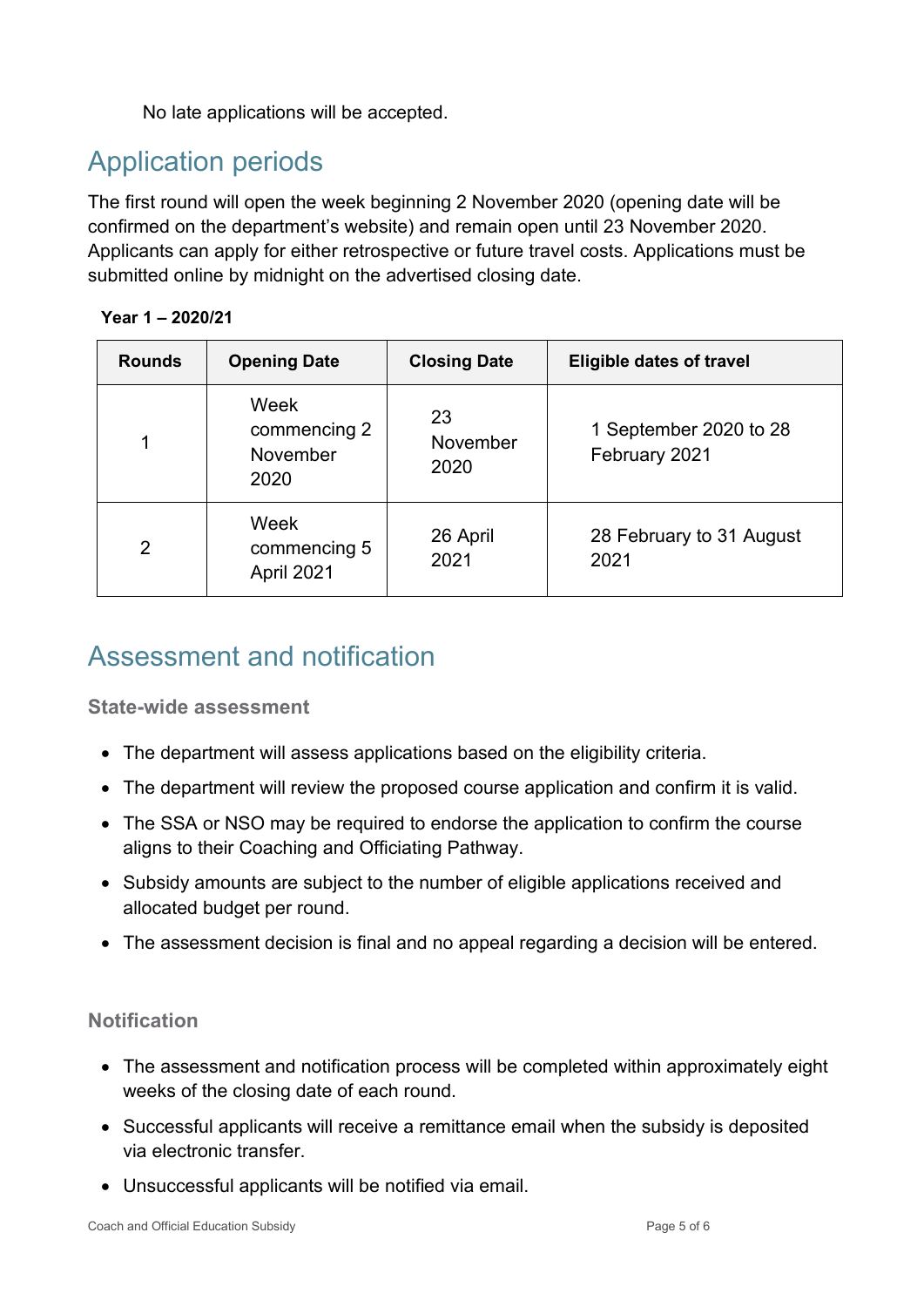No late applications will be accepted.

## Application periods

The first round will open the week beginning 2 November 2020 (opening date will be confirmed on the department's website) and remain open until 23 November 2020. Applicants can apply for either retrospective or future travel costs. Applications must be submitted online by midnight on the advertised closing date.

**Year 1 – 2020/21**

| Rounds | Opening Date | Closing Date | Eligible dates of travel |
|---|---|---|---|
| 1 | Week commencing 2 November 2020 | 23 November 2020 | 1 September 2020 to 28 February 2021 |
| 2 | Week commencing 5 April 2021 | 26 April 2021 | 28 February to 31 August 2021 |

## Assessment and notification

### State-wide assessment

- The department will assess applications based on the eligibility criteria.
- The department will review the proposed course application and confirm it is valid.
- The SSA or NSO may be required to endorse the application to confirm the course aligns to their Coaching and Officiating Pathway.
- Subsidy amounts are subject to the number of eligible applications received and allocated budget per round.
- The assessment decision is final and no appeal regarding a decision will be entered.

### Notification

- The assessment and notification process will be completed within approximately eight weeks of the closing date of each round.
- Successful applicants will receive a remittance email when the subsidy is deposited via electronic transfer.
- Unsuccessful applicants will be notified via email.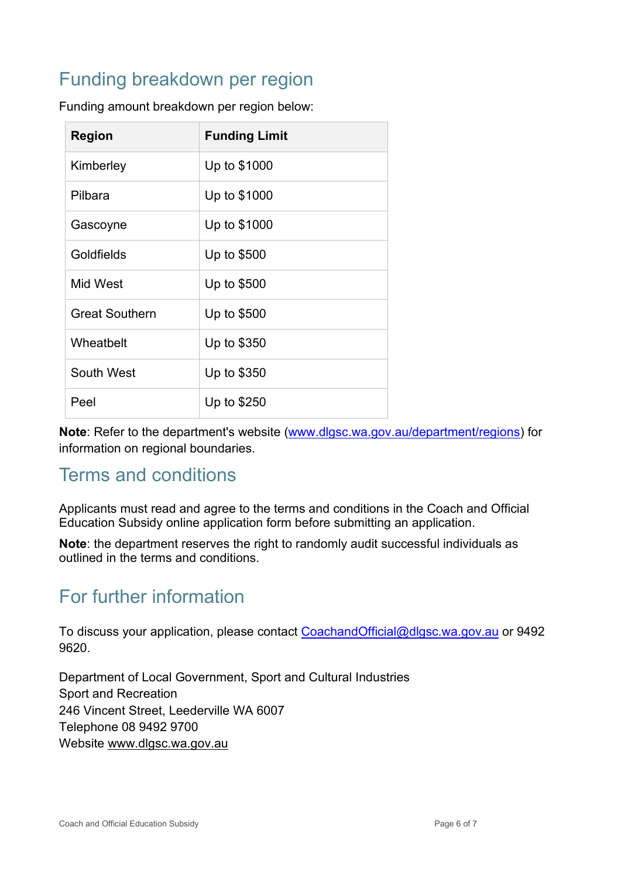## Funding breakdown per region

Funding amount breakdown per region below:

| Region | Funding Limit |
| --- | --- |
| Kimberley | Up to $1000 |
| Pilbara | Up to $1000 |
| Gascoyne | Up to $1000 |
| Goldfields | Up to $500 |
| Mid West | Up to $500 |
| Great Southern | Up to $500 |
| Wheatbelt | Up to $350 |
| South West | Up to $350 |
| Peel | Up to $250 |

**Note**: Refer to the department's website (www.dlgsc.wa.gov.au/department/regions) for information on regional boundaries.

## Terms and conditions

Applicants must read and agree to the terms and conditions in the Coach and Official Education Subsidy online application form before submitting an application.

**Note**: the department reserves the right to randomly audit successful individuals as outlined in the terms and conditions.

## For further information

To discuss your application, please contact CoachandOfficial@dlgsc.wa.gov.au or 9492 9620.

Department of Local Government, Sport and Cultural Industries
Sport and Recreation
246 Vincent Street, Leederville WA 6007
Telephone 08 9492 9700
Website www.dlgsc.wa.gov.au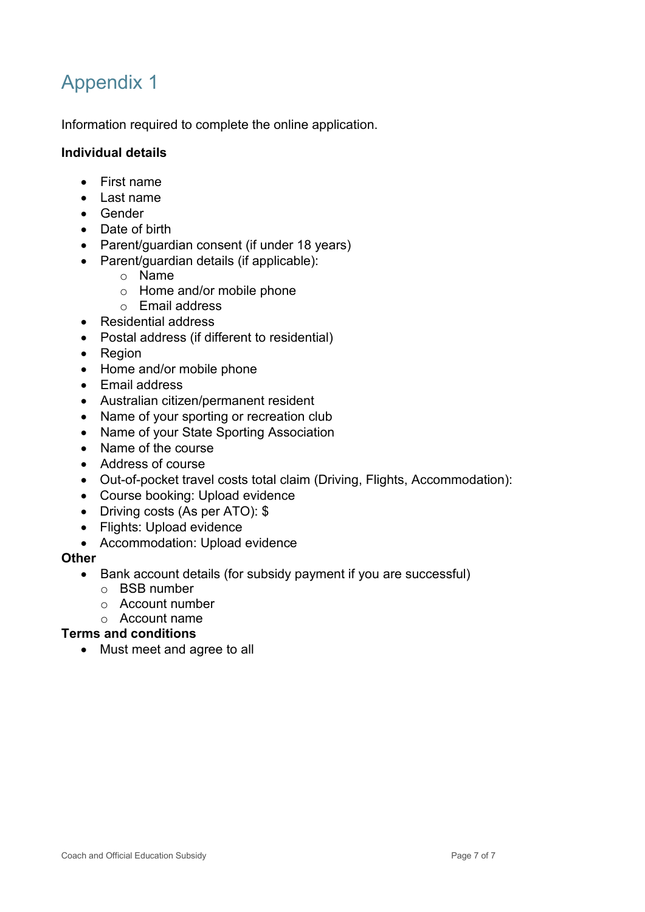# Appendix 1

Information required to complete the online application.

**Individual details**

- First name
- Last name
- Gender
- Date of birth
- Parent/guardian consent (if under 18 years)
- Parent/guardian details (if applicable):
  - Name
  - Home and/or mobile phone
  - Email address
- Residential address
- Postal address (if different to residential)
- Region
- Home and/or mobile phone
- Email address
- Australian citizen/permanent resident
- Name of your sporting or recreation club
- Name of your State Sporting Association
- Name of the course
- Address of course
- Out-of-pocket travel costs total claim (Driving, Flights, Accommodation):
- Course booking: Upload evidence
- Driving costs (As per ATO): $
- Flights: Upload evidence
- Accommodation: Upload evidence

**Other**

- Bank account details (for subsidy payment if you are successful)
  - BSB number
  - Account number
  - Account name

**Terms and conditions**

- Must meet and agree to all